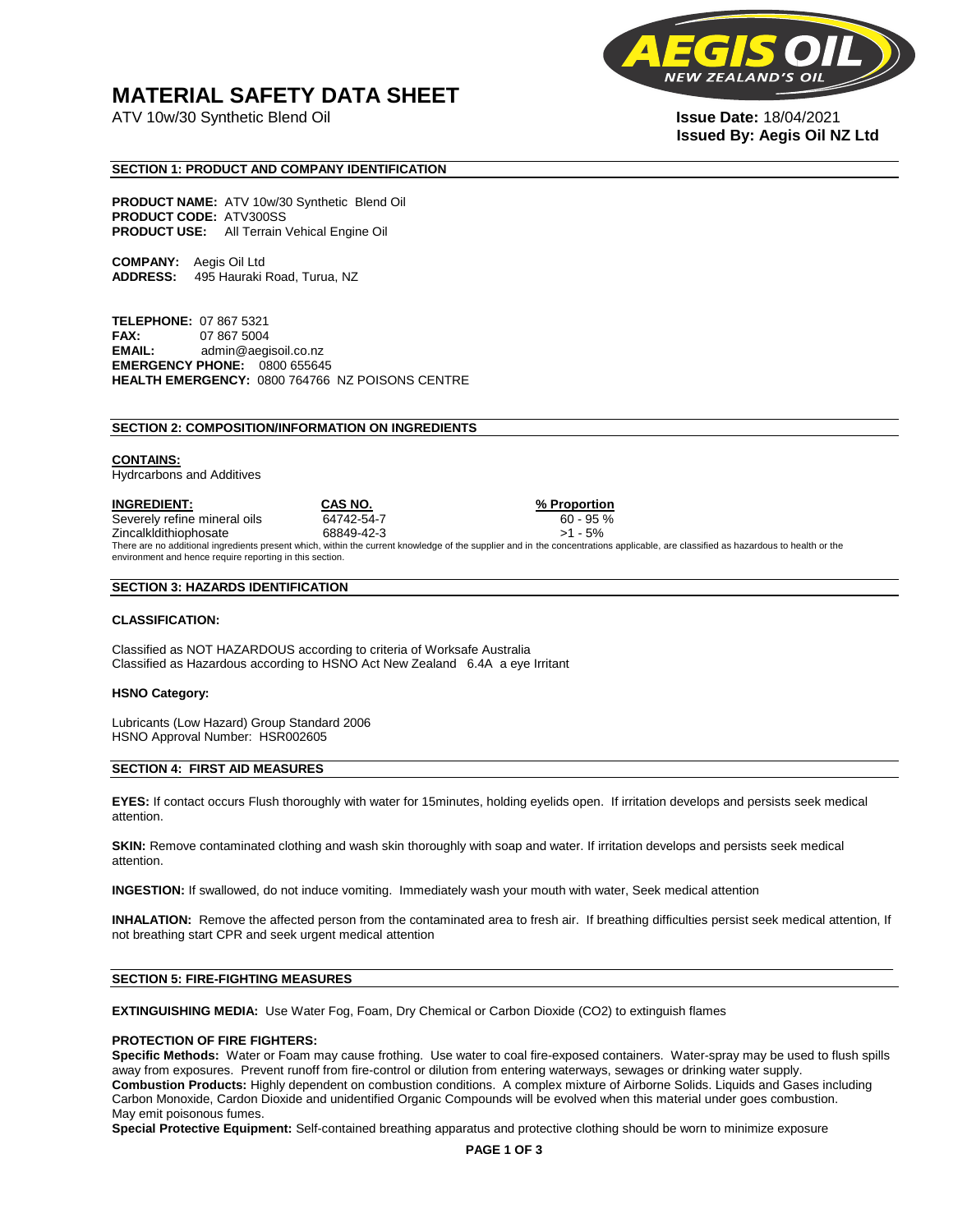# MATERIAL SAFETY DATA SHEET

ATV 10w/30 Synthetic Blend Oil

**Issue Date:** 18/04/2021
**Issued By: Aegis Oil NZ Ltd**

## SECTION 1: PRODUCT AND COMPANY IDENTIFICATION

**PRODUCT NAME:** ATV 10w/30 Synthetic Blend Oil
**PRODUCT CODE:** ATV300SS
**PRODUCT USE:** All Terrain Vehical Engine Oil

**COMPANY:** Aegis Oil Ltd
**ADDRESS:** 495 Hauraki Road, Turua, NZ

**TELEPHONE:** 07 867 5321
**FAX:** 07 867 5004
**EMAIL:** admin@aegisoil.co.nz
**EMERGENCY PHONE:** 0800 655645
**HEALTH EMERGENCY:** 0800 764766 NZ POISONS CENTRE

## SECTION 2: COMPOSITION/INFORMATION ON INGREDIENTS

**CONTAINS:**
Hydrcarbons and Additives

| INGREDIENT: | CAS NO. | % Proportion |
|---|---|---|
| Severely refine mineral oils | 64742-54-7 | 60 - 95 % |
| Zincalkldithiophosate | 68849-42-3 | >1 - 5% |

There are no additional ingredients present which, within the current knowledge of the supplier and in the concentrations applicable, are classified as hazardous to health or the environment and hence require reporting in this section.

## SECTION 3: HAZARDS IDENTIFICATION

**CLASSIFICATION:**

Classified as NOT HAZARDOUS according to criteria of Worksafe Australia
Classified as Hazardous according to HSNO Act New Zealand 6.4A a eye Irritant

**HSNO Category:**

Lubricants (Low Hazard) Group Standard 2006
HSNO Approval Number: HSR002605

## SECTION 4: FIRST AID MEASURES

**EYES:** If contact occurs Flush thoroughly with water for 15minutes, holding eyelids open. If irritation develops and persists seek medical attention.

**SKIN:** Remove contaminated clothing and wash skin thoroughly with soap and water. If irritation develops and persists seek medical attention.

**INGESTION:** If swallowed, do not induce vomiting. Immediately wash your mouth with water, Seek medical attention

**INHALATION:** Remove the affected person from the contaminated area to fresh air. If breathing difficulties persist seek medical attention, If not breathing start CPR and seek urgent medical attention

## SECTION 5: FIRE-FIGHTING MEASURES

**EXTINGUISHING MEDIA:** Use Water Fog, Foam, Dry Chemical or Carbon Dioxide ($CO_2$) to extinguish flames

**PROTECTION OF FIRE FIGHTERS:**
**Specific Methods:** Water or Foam may cause frothing. Use water to coal fire-exposed containers. Water-spray may be used to flush spills away from exposures. Prevent runoff from fire-control or dilution from entering waterways, sewages or drinking water supply.
**Combustion Products:** Highly dependent on combustion conditions. A complex mixture of Airborne Solids. Liquids and Gases including Carbon Monoxide, Cardon Dioxide and unidentified Organic Compounds will be evolved when this material under goes combustion. May emit poisonous fumes.
**Special Protective Equipment:** Self-contained breathing apparatus and protective clothing should be worn to minimize exposure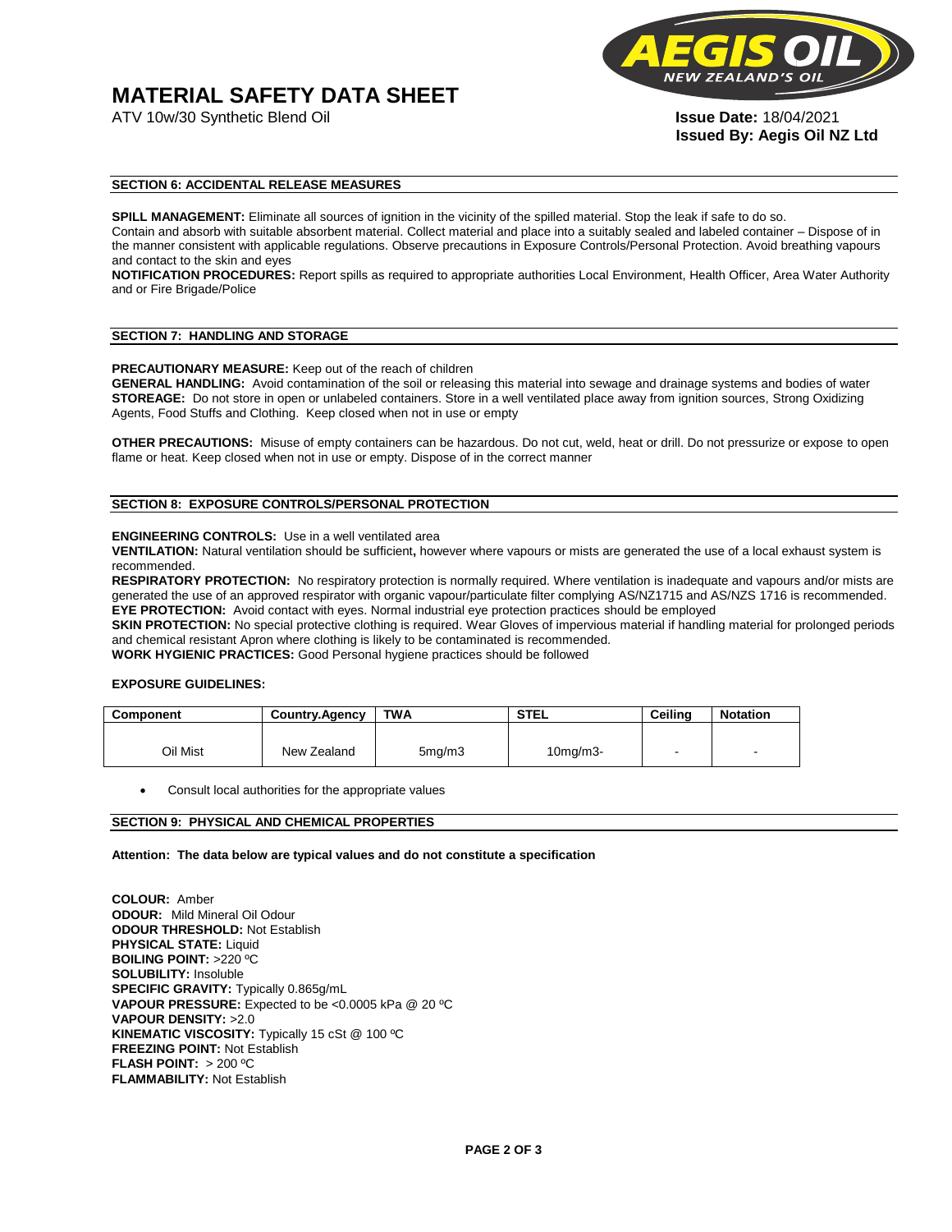# MATERIAL SAFETY DATA SHEET

ATV 10w/30 Synthetic Blend Oil

**Issue Date:** 18/04/2021
**Issued By: Aegis Oil NZ Ltd**

## SECTION 6: ACCIDENTAL RELEASE MEASURES

**SPILL MANAGEMENT:** Eliminate all sources of ignition in the vicinity of the spilled material. Stop the leak if safe to do so. Contain and absorb with suitable absorbent material. Collect material and place into a suitably sealed and labeled container – Dispose of in the manner consistent with applicable regulations. Observe precautions in Exposure Controls/Personal Protection. Avoid breathing vapours and contact to the skin and eyes

**NOTIFICATION PROCEDURES:** Report spills as required to appropriate authorities Local Environment, Health Officer, Area Water Authority and or Fire Brigade/Police

## SECTION 7: HANDLING AND STORAGE

**PRECAUTIONARY MEASURE:** Keep out of the reach of children
**GENERAL HANDLING:** Avoid contamination of the soil or releasing this material into sewage and drainage systems and bodies of water
**STOREAGE:** Do not store in open or unlabeled containers. Store in a well ventilated place away from ignition sources, Strong Oxidizing Agents, Food Stuffs and Clothing. Keep closed when not in use or empty

**OTHER PRECAUTIONS:** Misuse of empty containers can be hazardous. Do not cut, weld, heat or drill. Do not pressurize or expose to open flame or heat. Keep closed when not in use or empty. Dispose of in the correct manner

## SECTION 8: EXPOSURE CONTROLS/PERSONAL PROTECTION

**ENGINEERING CONTROLS:** Use in a well ventilated area
**VENTILATION:** Natural ventilation should be sufficient**,** however where vapours or mists are generated the use of a local exhaust system is recommended.
**RESPIRATORY PROTECTION:** No respiratory protection is normally required. Where ventilation is inadequate and vapours and/or mists are generated the use of an approved respirator with organic vapour/particulate filter complying AS/NZ1715 and AS/NZS 1716 is recommended.
**EYE PROTECTION:** Avoid contact with eyes. Normal industrial eye protection practices should be employed
**SKIN PROTECTION:** No special protective clothing is required. Wear Gloves of impervious material if handling material for prolonged periods and chemical resistant Apron where clothing is likely to be contaminated is recommended.
**WORK HYGIENIC PRACTICES:** Good Personal hygiene practices should be followed

**EXPOSURE GUIDELINES:**

| Component | Country.Agency | TWA | STEL | Ceiling | Notation |
|---|---|---|---|---|---|
| Oil Mist | New Zealand | 5mg/m3 | 10mg/m3- | - | - |

- Consult local authorities for the appropriate values

## SECTION 9: PHYSICAL AND CHEMICAL PROPERTIES

**Attention: The data below are typical values and do not constitute a specification**

**COLOUR:** Amber
**ODOUR:** Mild Mineral Oil Odour
**ODOUR THRESHOLD:** Not Establish
**PHYSICAL STATE:** Liquid
**BOILING POINT:** >220 ºC
**SOLUBILITY:** Insoluble
**SPECIFIC GRAVITY:** Typically 0.865g/mL
**VAPOUR PRESSURE:** Expected to be <0.0005 kPa @ 20 ºC
**VAPOUR DENSITY:** >2.0
**KINEMATIC VISCOSITY:** Typically 15 cSt @ 100 ºC
**FREEZING POINT:** Not Establish
**FLASH POINT:** > 200 ºC
**FLAMMABILITY:** Not Establish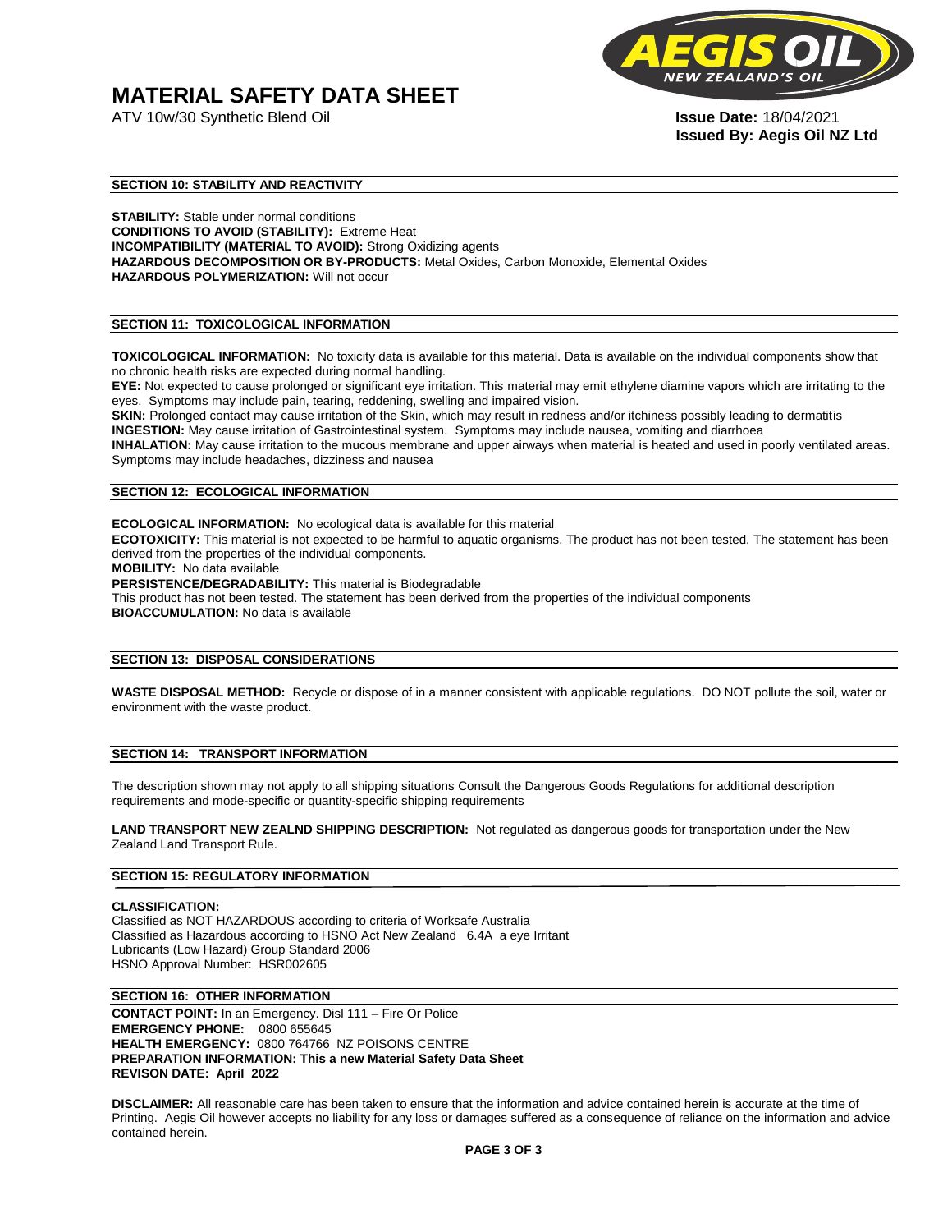# MATERIAL SAFETY DATA SHEET

ATV 10w/30 Synthetic Blend Oil

**Issue Date:** 18/04/2021
**Issued By: Aegis Oil NZ Ltd**

## SECTION 10: STABILITY AND REACTIVITY

**STABILITY:** Stable under normal conditions
**CONDITIONS TO AVOID (STABILITY):** Extreme Heat
**INCOMPATIBILITY (MATERIAL TO AVOID):** Strong Oxidizing agents
**HAZARDOUS DECOMPOSITION OR BY-PRODUCTS:** Metal Oxides, Carbon Monoxide, Elemental Oxides
**HAZARDOUS POLYMERIZATION:** Will not occur

## SECTION 11: TOXICOLOGICAL INFORMATION

**TOXICOLOGICAL INFORMATION:** No toxicity data is available for this material. Data is available on the individual components show that no chronic health risks are expected during normal handling.
**EYE:** Not expected to cause prolonged or significant eye irritation. This material may emit ethylene diamine vapors which are irritating to the eyes. Symptoms may include pain, tearing, reddening, swelling and impaired vision.
**SKIN:** Prolonged contact may cause irritation of the Skin, which may result in redness and/or itchiness possibly leading to dermatitis
**INGESTION:** May cause irritation of Gastrointestinal system. Symptoms may include nausea, vomiting and diarrhoea
**INHALATION:** May cause irritation to the mucous membrane and upper airways when material is heated and used in poorly ventilated areas. Symptoms may include headaches, dizziness and nausea

## SECTION 12: ECOLOGICAL INFORMATION

**ECOLOGICAL INFORMATION:** No ecological data is available for this material
**ECOTOXICITY:** This material is not expected to be harmful to aquatic organisms. The product has not been tested. The statement has been derived from the properties of the individual components.
**MOBILITY:** No data available
**PERSISTENCE/DEGRADABILITY:** This material is Biodegradable
This product has not been tested. The statement has been derived from the properties of the individual components
**BIOACCUMULATION:** No data is available

## SECTION 13: DISPOSAL CONSIDERATIONS

**WASTE DISPOSAL METHOD:** Recycle or dispose of in a manner consistent with applicable regulations. DO NOT pollute the soil, water or environment with the waste product.

## SECTION 14: TRANSPORT INFORMATION

The description shown may not apply to all shipping situations Consult the Dangerous Goods Regulations for additional description requirements and mode-specific or quantity-specific shipping requirements

**LAND TRANSPORT NEW ZEALND SHIPPING DESCRIPTION:** Not regulated as dangerous goods for transportation under the New Zealand Land Transport Rule.

## SECTION 15: REGULATORY INFORMATION

**CLASSIFICATION:**
Classified as NOT HAZARDOUS according to criteria of Worksafe Australia
Classified as Hazardous according to HSNO Act New Zealand 6.4A a eye Irritant
Lubricants (Low Hazard) Group Standard 2006
HSNO Approval Number: HSR002605

## SECTION 16: OTHER INFORMATION

**CONTACT POINT:** In an Emergency. Disl 111 – Fire Or Police
**EMERGENCY PHONE:** 0800 655645
**HEALTH EMERGENCY:** 0800 764766 NZ POISONS CENTRE
**PREPARATION INFORMATION: This a new Material Safety Data Sheet**
**REVISON DATE: April 2022**

**DISCLAIMER:** All reasonable care has been taken to ensure that the information and advice contained herein is accurate at the time of Printing. Aegis Oil however accepts no liability for any loss or damages suffered as a consequence of reliance on the information and advice contained herein.